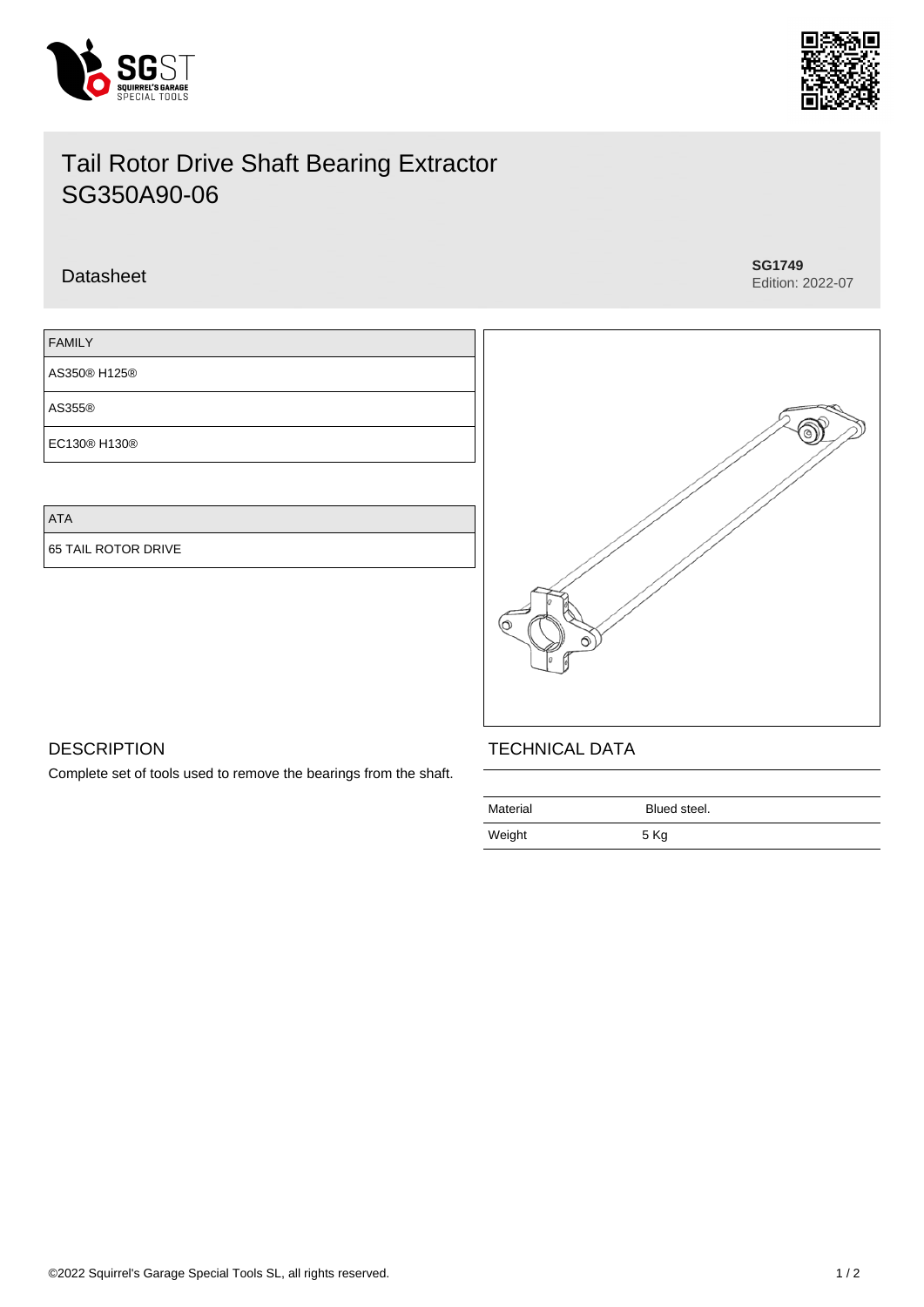# Tail Rotor Drive Shaft Bearing Extractor SG350A90-06

Datasheet

**SG1749**
Edition: 2022-07

| FAMILY |
| --- |
| AS350® H125® |
| AS355® |
| EC130® H130® |

| ATA |
| --- |
| 65 TAIL ROTOR DRIVE |

## DESCRIPTION

Complete set of tools used to remove the bearings from the shaft.

## TECHNICAL DATA

| | |
| --- | --- |
| Material | Blued steel. |
| Weight | 5 Kg |

©2022 Squirrel's Garage Special Tools SL, all rights reserved.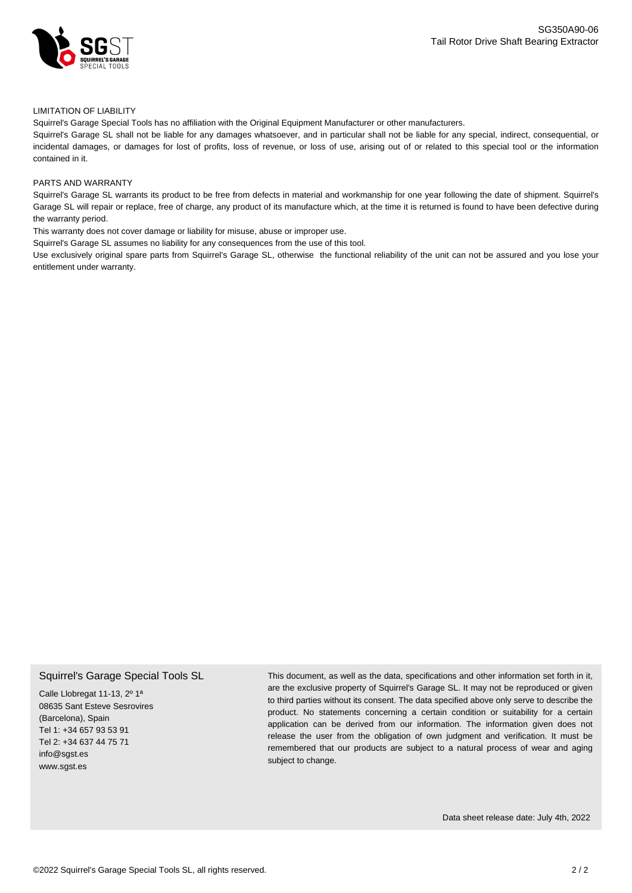## LIMITATION OF LIABILITY

Squirrel's Garage Special Tools has no affiliation with the Original Equipment Manufacturer or other manufacturers.

Squirrel's Garage SL shall not be liable for any damages whatsoever, and in particular shall not be liable for any special, indirect, consequential, or incidental damages, or damages for lost of profits, loss of revenue, or loss of use, arising out of or related to this special tool or the information contained in it.

## PARTS AND WARRANTY

Squirrel's Garage SL warrants its product to be free from defects in material and workmanship for one year following the date of shipment. Squirrel's Garage SL will repair or replace, free of charge, any product of its manufacture which, at the time it is returned is found to have been defective during the warranty period.

This warranty does not cover damage or liability for misuse, abuse or improper use.

Squirrel's Garage SL assumes no liability for any consequences from the use of this tool.

Use exclusively original spare parts from Squirrel's Garage SL, otherwise the functional reliability of the unit can not be assured and you lose your entitlement under warranty.

### Squirrel's Garage Special Tools SL

Calle Llobregat 11-13, 2º 1ª
08635 Sant Esteve Sesrovires
(Barcelona), Spain
Tel 1: +34 657 93 53 91
Tel 2: +34 637 44 75 71
info@sgst.es
www.sgst.es

This document, as well as the data, specifications and other information set forth in it, are the exclusive property of Squirrel's Garage SL. It may not be reproduced or given to third parties without its consent. The data specified above only serve to describe the product. No statements concerning a certain condition or suitability for a certain application can be derived from our information. The information given does not release the user from the obligation of own judgment and verification. It must be remembered that our products are subject to a natural process of wear and aging subject to change.

Data sheet release date: July 4th, 2022

©2022 Squirrel's Garage Special Tools SL, all rights reserved.